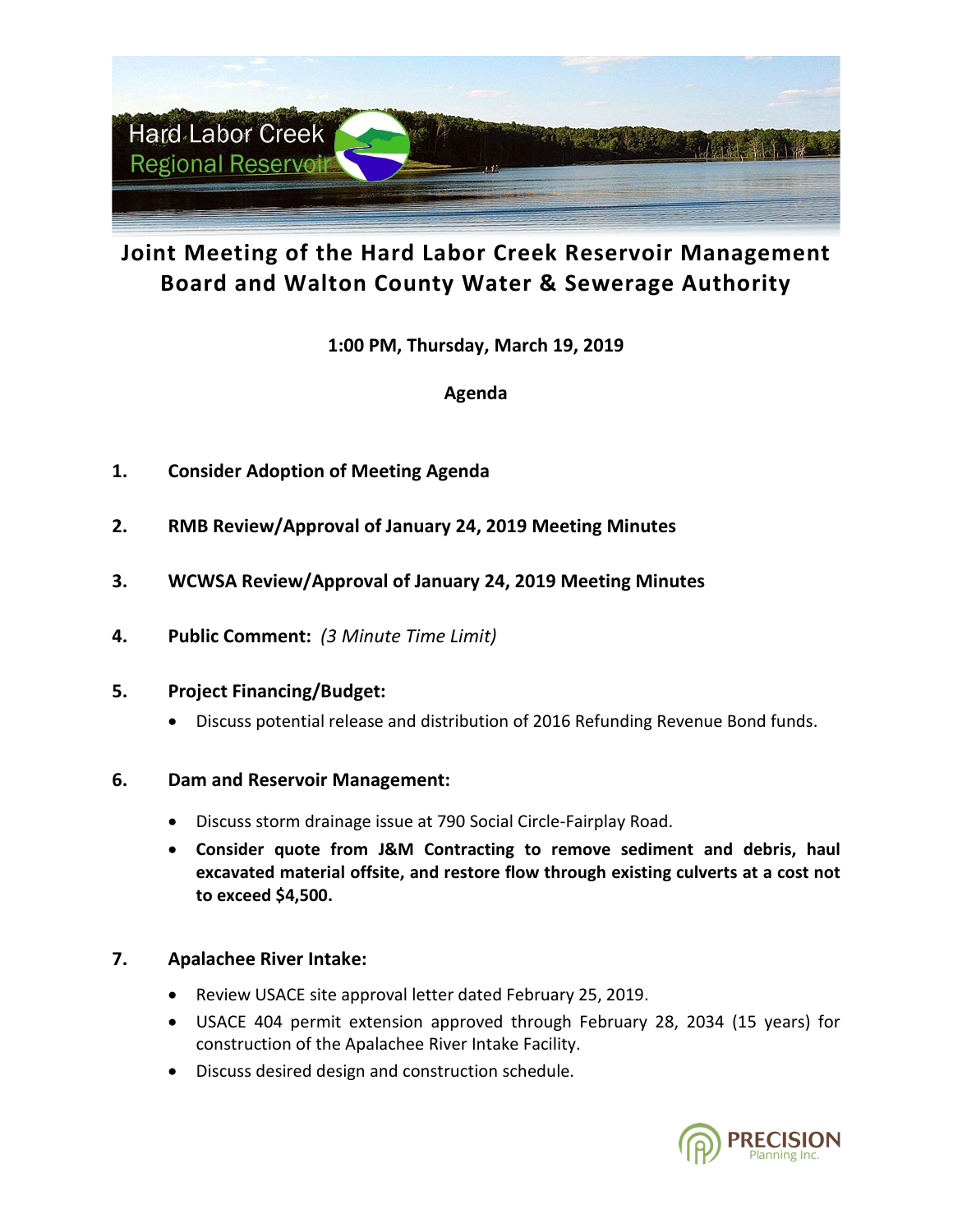Hard Labor Creek Regional Reservoir

# Joint Meeting of the Hard Labor Creek Reservoir Management Board and Walton County Water & Sewerage Authority

**1:00 PM, Thursday, March 19, 2019**

**Agenda**

1. **Consider Adoption of Meeting Agenda**

2. **RMB Review/Approval of January 24, 2019 Meeting Minutes**

3. **WCWSA Review/Approval of January 24, 2019 Meeting Minutes**

4. **Public Comment:** *(3 Minute Time Limit)*

5. **Project Financing/Budget:**
   - Discuss potential release and distribution of 2016 Refunding Revenue Bond funds.

6. **Dam and Reservoir Management:**
   - Discuss storm drainage issue at 790 Social Circle-Fairplay Road.
   - **Consider quote from J&M Contracting to remove sediment and debris, haul excavated material offsite, and restore flow through existing culverts at a cost not to exceed $4,500.**

7. **Apalachee River Intake:**
   - Review USACE site approval letter dated February 25, 2019.
   - USACE 404 permit extension approved through February 28, 2034 (15 years) for construction of the Apalachee River Intake Facility.
   - Discuss desired design and construction schedule.

PRECISION Planning Inc.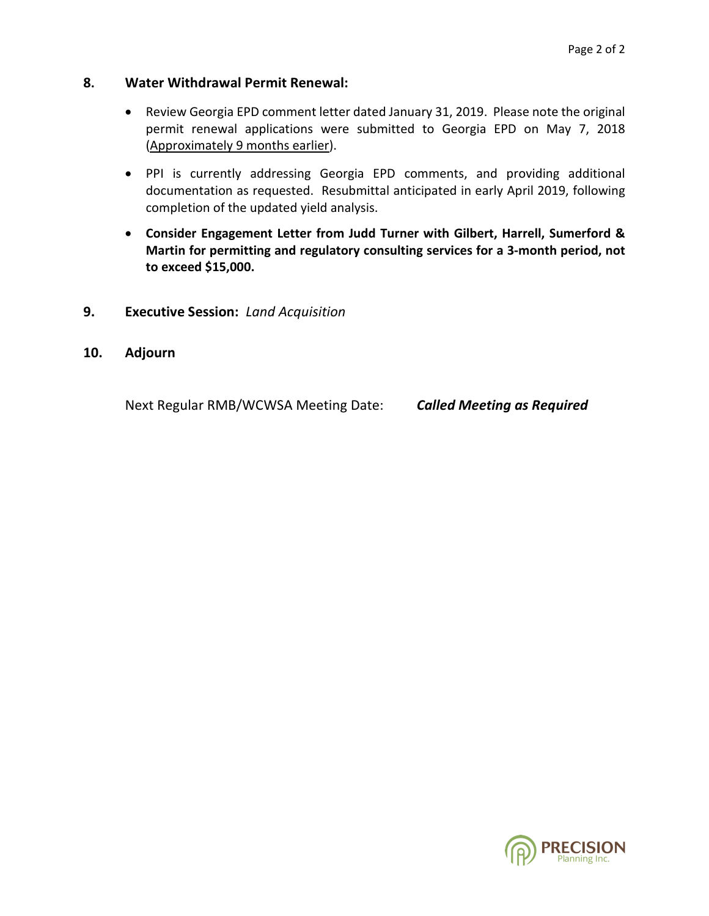**8. Water Withdrawal Permit Renewal:**

- Review Georgia EPD comment letter dated January 31, 2019. Please note the original permit renewal applications were submitted to Georgia EPD on May 7, 2018 (Approximately 9 months earlier).
- PPI is currently addressing Georgia EPD comments, and providing additional documentation as requested. Resubmittal anticipated in early April 2019, following completion of the updated yield analysis.
- **Consider Engagement Letter from Judd Turner with Gilbert, Harrell, Sumerford & Martin for permitting and regulatory consulting services for a 3-month period, not to exceed $15,000.**

**9. Executive Session:** *Land Acquisition*

**10. Adjourn**

Next Regular RMB/WCWSA Meeting Date: ***Called Meeting as Required***